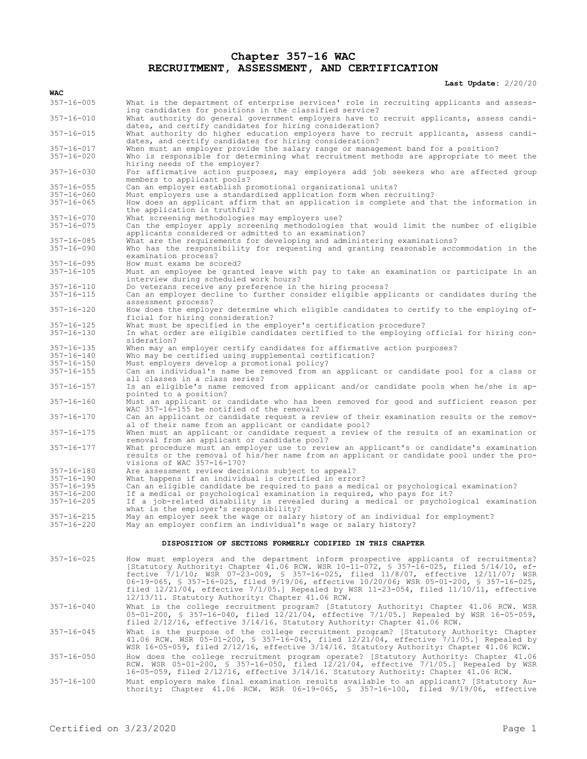# Chapter 357-16 WAC
# RECRUITMENT, ASSESSMENT, AND CERTIFICATION

**Last Update:** 2/20/20

| **WAC** | |
|---|---|
| 357-16-005 | What is the department of enterprise services' role in recruiting applicants and assessing candidates for positions in the classified service? |
| 357-16-010 | What authority do general government employers have to recruit applicants, assess candidates, and certify candidates for hiring consideration? |
| 357-16-015 | What authority do higher education employers have to recruit applicants, assess candidates, and certify candidates for hiring consideration? |
| 357-16-017 | When must an employer provide the salary range or management band for a position? |
| 357-16-020 | Who is responsible for determining what recruitment methods are appropriate to meet the hiring needs of the employer? |
| 357-16-030 | For affirmative action purposes, may employers add job seekers who are affected group members to applicant pools? |
| 357-16-055 | Can an employer establish promotional organizational units? |
| 357-16-060 | Must employers use a standardized application form when recruiting? |
| 357-16-065 | How does an applicant affirm that an application is complete and that the information in the application is truthful? |
| 357-16-070 | What screening methodologies may employers use? |
| 357-16-075 | Can the employer apply screening methodologies that would limit the number of eligible applicants considered or admitted to an examination? |
| 357-16-085 | What are the requirements for developing and administering examinations? |
| 357-16-090 | Who has the responsibility for requesting and granting reasonable accommodation in the examination process? |
| 357-16-095 | How must exams be scored? |
| 357-16-105 | Must an employee be granted leave with pay to take an examination or participate in an interview during scheduled work hours? |
| 357-16-110 | Do veterans receive any preference in the hiring process? |
| 357-16-115 | Can an employer decline to further consider eligible applicants or candidates during the assessment process? |
| 357-16-120 | How does the employer determine which eligible candidates to certify to the employing official for hiring consideration? |
| 357-16-125 | What must be specified in the employer's certification procedure? |
| 357-16-130 | In what order are eligible candidates certified to the employing official for hiring consideration? |
| 357-16-135 | When may an employer certify candidates for affirmative action purposes? |
| 357-16-140 | Who may be certified using supplemental certification? |
| 357-16-150 | Must employers develop a promotional policy? |
| 357-16-155 | Can an individual's name be removed from an applicant or candidate pool for a class or all classes in a class series? |
| 357-16-157 | Is an eligible's name removed from applicant and/or candidate pools when he/she is appointed to a position? |
| 357-16-160 | Must an applicant or candidate who has been removed for good and sufficient reason per WAC 357-16-155 be notified of the removal? |
| 357-16-170 | Can an applicant or candidate request a review of their examination results or the removal of their name from an applicant or candidate pool? |
| 357-16-175 | When must an applicant or candidate request a review of the results of an examination or removal from an applicant or candidate pool? |
| 357-16-177 | What procedure must an employer use to review an applicant's or candidate's examination results or the removal of his/her name from an applicant or candidate pool under the provisions of WAC 357-16-170? |
| 357-16-180 | Are assessment review decisions subject to appeal? |
| 357-16-190 | What happens if an individual is certified in error? |
| 357-16-195 | Can an eligible candidate be required to pass a medical or psychological examination? |
| 357-16-200 | If a medical or psychological examination is required, who pays for it? |
| 357-16-205 | If a job-related disability is revealed during a medical or psychological examination what is the employer's responsibility? |
| 357-16-215 | May an employer seek the wage or salary history of an individual for employment? |
| 357-16-220 | May an employer confirm an individual's wage or salary history? |

**DISPOSITION OF SECTIONS FORMERLY CODIFIED IN THIS CHAPTER**

| | |
|---|---|
| 357-16-025 | How must employers and the department inform prospective applicants of recruitments? [Statutory Authority: Chapter 41.06 RCW. WSR 10-11-072, § 357-16-025, filed 5/14/10, effective 7/1/10; WSR 07-23-009, § 357-16-025, filed 11/8/07, effective 12/11/07; WSR 06-19-065, § 357-16-025, filed 9/19/06, effective 10/20/06; WSR 05-01-200, § 357-16-025, filed 12/21/04, effective 7/1/05.] Repealed by WSR 11-23-054, filed 11/10/11, effective 12/13/11. Statutory Authority: Chapter 41.06 RCW. |
| 357-16-040 | What is the college recruitment program? [Statutory Authority: Chapter 41.06 RCW. WSR 05-01-200, § 357-16-040, filed 12/21/04, effective 7/1/05.] Repealed by WSR 16-05-059, filed 2/12/16, effective 3/14/16. Statutory Authority: Chapter 41.06 RCW. |
| 357-16-045 | What is the purpose of the college recruitment program? [Statutory Authority: Chapter 41.06 RCW. WSR 05-01-200, § 357-16-045, filed 12/21/04, effective 7/1/05.] Repealed by WSR 16-05-059, filed 2/12/16, effective 3/14/16. Statutory Authority: Chapter 41.06 RCW. |
| 357-16-050 | How does the college recruitment program operate? [Statutory Authority: Chapter 41.06 RCW. WSR 05-01-200, § 357-16-050, filed 12/21/04, effective 7/1/05.] Repealed by WSR 16-05-059, filed 2/12/16, effective 3/14/16. Statutory Authority: Chapter 41.06 RCW. |
| 357-16-100 | Must employers make final examination results available to an applicant? [Statutory Authority: Chapter 41.06 RCW. WSR 06-19-065, § 357-16-100, filed 9/19/06, effective |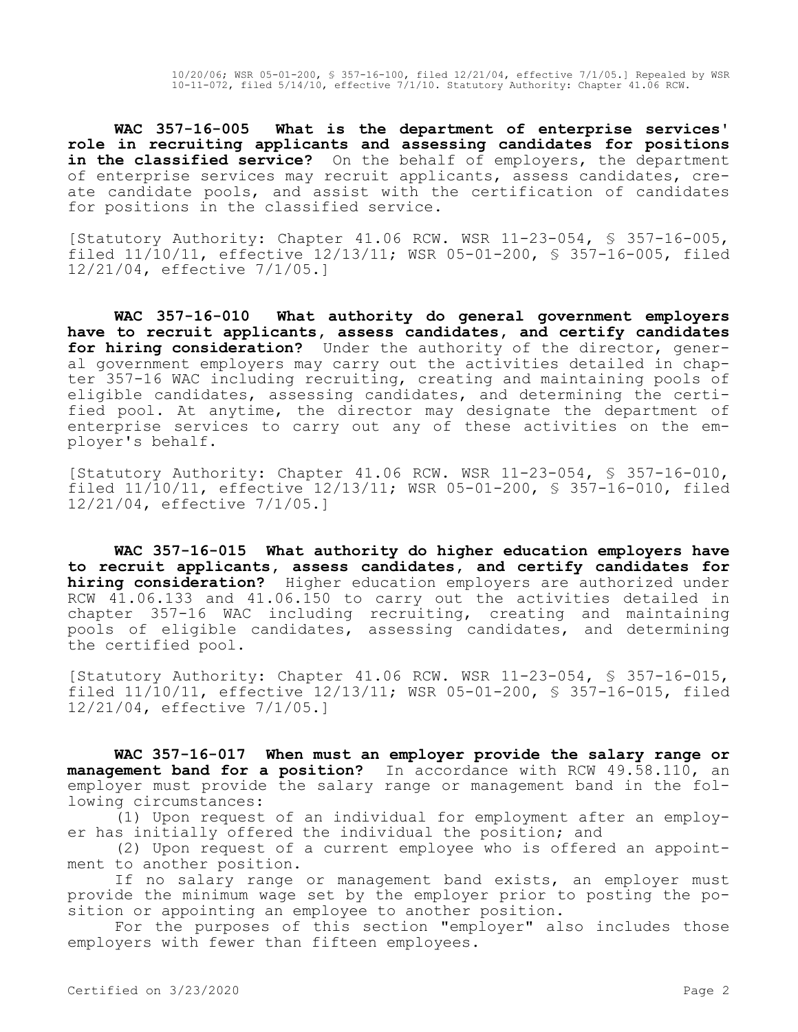10/20/06; WSR 05-01-200, § 357-16-100, filed 12/21/04, effective 7/1/05.] Repealed by WSR 10-11-072, filed 5/14/10, effective 7/1/10. Statutory Authority: Chapter 41.06 RCW.

**WAC 357-16-005 What is the department of enterprise services' role in recruiting applicants and assessing candidates for positions in the classified service?** On the behalf of employers, the department of enterprise services may recruit applicants, assess candidates, create candidate pools, and assist with the certification of candidates for positions in the classified service.

[Statutory Authority: Chapter 41.06 RCW. WSR 11-23-054, § 357-16-005, filed 11/10/11, effective 12/13/11; WSR 05-01-200, § 357-16-005, filed 12/21/04, effective 7/1/05.]

**WAC 357-16-010 What authority do general government employers have to recruit applicants, assess candidates, and certify candidates for hiring consideration?** Under the authority of the director, general government employers may carry out the activities detailed in chapter 357-16 WAC including recruiting, creating and maintaining pools of eligible candidates, assessing candidates, and determining the certified pool. At anytime, the director may designate the department of enterprise services to carry out any of these activities on the employer's behalf.

[Statutory Authority: Chapter 41.06 RCW. WSR 11-23-054, § 357-16-010, filed 11/10/11, effective 12/13/11; WSR 05-01-200, § 357-16-010, filed 12/21/04, effective 7/1/05.]

**WAC 357-16-015 What authority do higher education employers have to recruit applicants, assess candidates, and certify candidates for hiring consideration?** Higher education employers are authorized under RCW 41.06.133 and 41.06.150 to carry out the activities detailed in chapter 357-16 WAC including recruiting, creating and maintaining pools of eligible candidates, assessing candidates, and determining the certified pool.

[Statutory Authority: Chapter 41.06 RCW. WSR 11-23-054, § 357-16-015, filed 11/10/11, effective 12/13/11; WSR 05-01-200, § 357-16-015, filed 12/21/04, effective 7/1/05.]

**WAC 357-16-017 When must an employer provide the salary range or management band for a position?** In accordance with RCW 49.58.110, an employer must provide the salary range or management band in the following circumstances:

(1) Upon request of an individual for employment after an employer has initially offered the individual the position; and

(2) Upon request of a current employee who is offered an appointment to another position.

If no salary range or management band exists, an employer must provide the minimum wage set by the employer prior to posting the position or appointing an employee to another position.

For the purposes of this section "employer" also includes those employers with fewer than fifteen employees.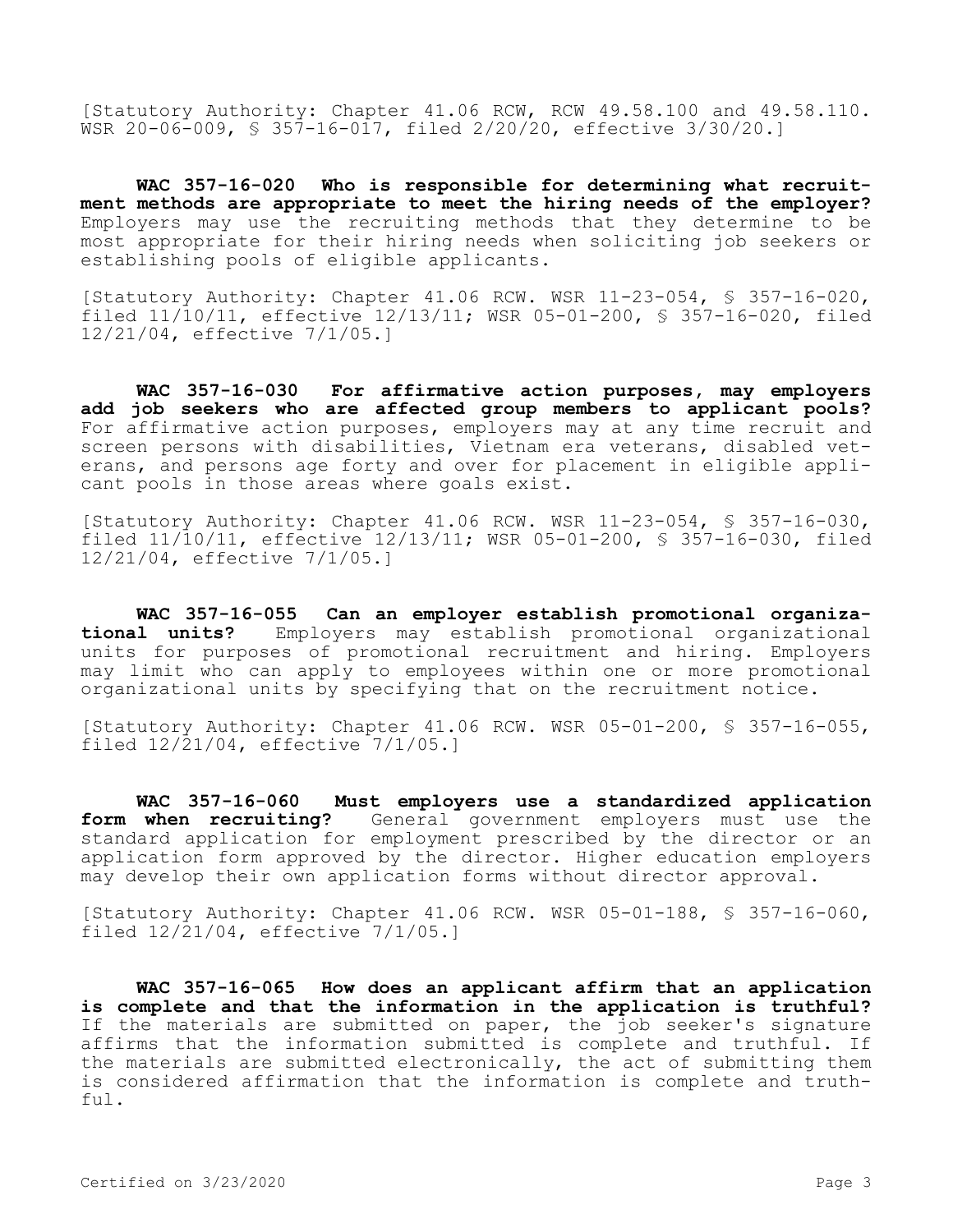[Statutory Authority: Chapter 41.06 RCW, RCW 49.58.100 and 49.58.110. WSR 20-06-009, § 357-16-017, filed 2/20/20, effective 3/30/20.]

**WAC 357-16-020 Who is responsible for determining what recruitment methods are appropriate to meet the hiring needs of the employer?** Employers may use the recruiting methods that they determine to be most appropriate for their hiring needs when soliciting job seekers or establishing pools of eligible applicants.

[Statutory Authority: Chapter 41.06 RCW. WSR 11-23-054, § 357-16-020, filed 11/10/11, effective 12/13/11; WSR 05-01-200, § 357-16-020, filed 12/21/04, effective 7/1/05.]

**WAC 357-16-030 For affirmative action purposes, may employers add job seekers who are affected group members to applicant pools?** For affirmative action purposes, employers may at any time recruit and screen persons with disabilities, Vietnam era veterans, disabled veterans, and persons age forty and over for placement in eligible applicant pools in those areas where goals exist.

[Statutory Authority: Chapter 41.06 RCW. WSR 11-23-054, § 357-16-030, filed 11/10/11, effective 12/13/11; WSR 05-01-200, § 357-16-030, filed 12/21/04, effective 7/1/05.]

**WAC 357-16-055 Can an employer establish promotional organizational units?** Employers may establish promotional organizational units for purposes of promotional recruitment and hiring. Employers may limit who can apply to employees within one or more promotional organizational units by specifying that on the recruitment notice.

[Statutory Authority: Chapter 41.06 RCW. WSR 05-01-200, § 357-16-055, filed 12/21/04, effective 7/1/05.]

**WAC 357-16-060 Must employers use a standardized application form when recruiting?** General government employers must use the standard application for employment prescribed by the director or an application form approved by the director. Higher education employers may develop their own application forms without director approval.

[Statutory Authority: Chapter 41.06 RCW. WSR 05-01-188, § 357-16-060, filed 12/21/04, effective 7/1/05.]

**WAC 357-16-065 How does an applicant affirm that an application is complete and that the information in the application is truthful?** If the materials are submitted on paper, the job seeker's signature affirms that the information submitted is complete and truthful. If the materials are submitted electronically, the act of submitting them is considered affirmation that the information is complete and truthful.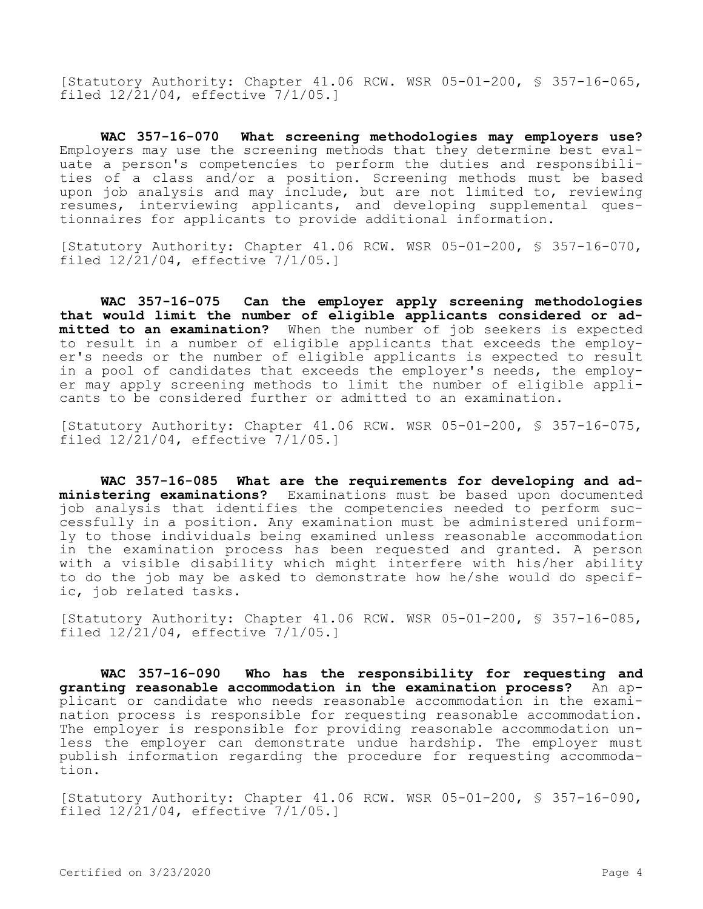[Statutory Authority: Chapter 41.06 RCW. WSR 05-01-200, § 357-16-065, filed 12/21/04, effective 7/1/05.]

**WAC 357-16-070 What screening methodologies may employers use?** Employers may use the screening methods that they determine best evaluate a person's competencies to perform the duties and responsibilities of a class and/or a position. Screening methods must be based upon job analysis and may include, but are not limited to, reviewing resumes, interviewing applicants, and developing supplemental questionnaires for applicants to provide additional information.

[Statutory Authority: Chapter 41.06 RCW. WSR 05-01-200, § 357-16-070, filed 12/21/04, effective 7/1/05.]

**WAC 357-16-075 Can the employer apply screening methodologies that would limit the number of eligible applicants considered or admitted to an examination?** When the number of job seekers is expected to result in a number of eligible applicants that exceeds the employer's needs or the number of eligible applicants is expected to result in a pool of candidates that exceeds the employer's needs, the employer may apply screening methods to limit the number of eligible applicants to be considered further or admitted to an examination.

[Statutory Authority: Chapter 41.06 RCW. WSR 05-01-200, § 357-16-075, filed 12/21/04, effective 7/1/05.]

**WAC 357-16-085 What are the requirements for developing and administering examinations?** Examinations must be based upon documented job analysis that identifies the competencies needed to perform successfully in a position. Any examination must be administered uniformly to those individuals being examined unless reasonable accommodation in the examination process has been requested and granted. A person with a visible disability which might interfere with his/her ability to do the job may be asked to demonstrate how he/she would do specific, job related tasks.

[Statutory Authority: Chapter 41.06 RCW. WSR 05-01-200, § 357-16-085, filed 12/21/04, effective 7/1/05.]

**WAC 357-16-090 Who has the responsibility for requesting and granting reasonable accommodation in the examination process?** An applicant or candidate who needs reasonable accommodation in the examination process is responsible for requesting reasonable accommodation. The employer is responsible for providing reasonable accommodation unless the employer can demonstrate undue hardship. The employer must publish information regarding the procedure for requesting accommodation.

[Statutory Authority: Chapter 41.06 RCW. WSR 05-01-200, § 357-16-090, filed 12/21/04, effective 7/1/05.]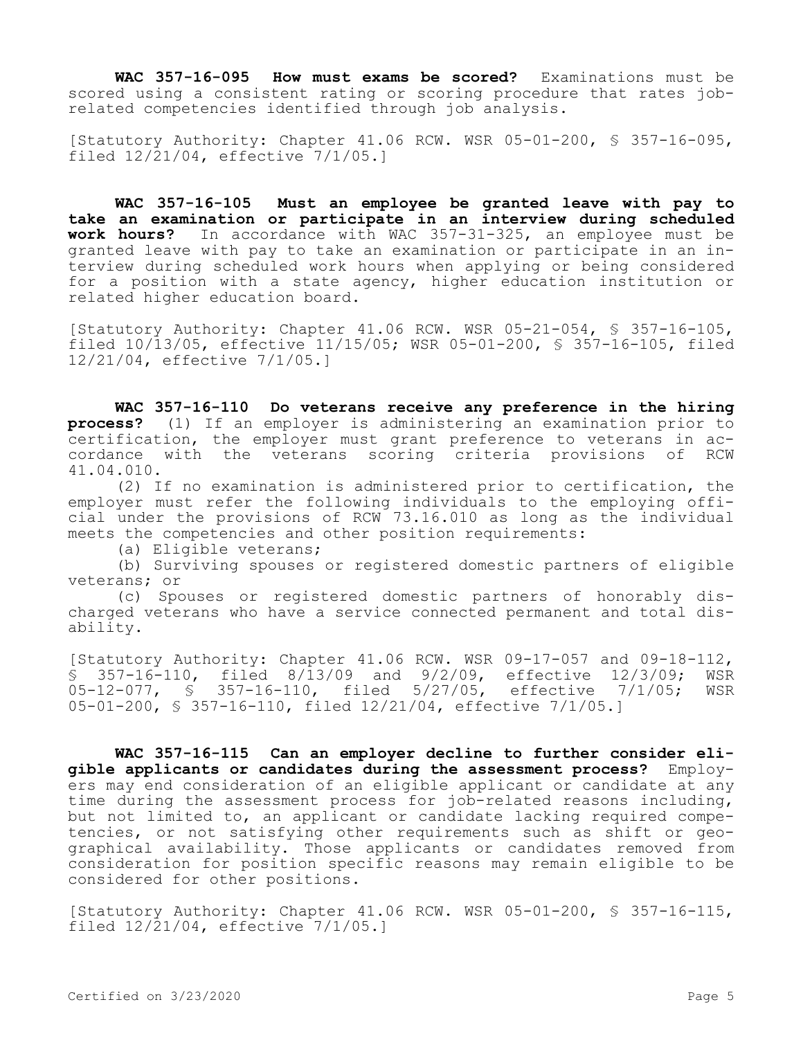**WAC 357-16-095 How must exams be scored?** Examinations must be scored using a consistent rating or scoring procedure that rates job-related competencies identified through job analysis.

[Statutory Authority: Chapter 41.06 RCW. WSR 05-01-200, § 357-16-095, filed 12/21/04, effective 7/1/05.]

**WAC 357-16-105 Must an employee be granted leave with pay to take an examination or participate in an interview during scheduled work hours?** In accordance with WAC 357-31-325, an employee must be granted leave with pay to take an examination or participate in an interview during scheduled work hours when applying or being considered for a position with a state agency, higher education institution or related higher education board.

[Statutory Authority: Chapter 41.06 RCW. WSR 05-21-054, § 357-16-105, filed 10/13/05, effective 11/15/05; WSR 05-01-200, § 357-16-105, filed 12/21/04, effective 7/1/05.]

**WAC 357-16-110 Do veterans receive any preference in the hiring process?** (1) If an employer is administering an examination prior to certification, the employer must grant preference to veterans in accordance with the veterans scoring criteria provisions of RCW 41.04.010.

(2) If no examination is administered prior to certification, the employer must refer the following individuals to the employing official under the provisions of RCW 73.16.010 as long as the individual meets the competencies and other position requirements:

(a) Eligible veterans;

(b) Surviving spouses or registered domestic partners of eligible veterans; or

(c) Spouses or registered domestic partners of honorably discharged veterans who have a service connected permanent and total disability.

[Statutory Authority: Chapter 41.06 RCW. WSR 09-17-057 and 09-18-112, § 357-16-110, filed 8/13/09 and 9/2/09, effective 12/3/09; WSR 05-12-077, § 357-16-110, filed 5/27/05, effective 7/1/05; WSR 05-01-200, § 357-16-110, filed 12/21/04, effective 7/1/05.]

**WAC 357-16-115 Can an employer decline to further consider eligible applicants or candidates during the assessment process?** Employers may end consideration of an eligible applicant or candidate at any time during the assessment process for job-related reasons including, but not limited to, an applicant or candidate lacking required competencies, or not satisfying other requirements such as shift or geographical availability. Those applicants or candidates removed from consideration for position specific reasons may remain eligible to be considered for other positions.

[Statutory Authority: Chapter 41.06 RCW. WSR 05-01-200, § 357-16-115, filed 12/21/04, effective 7/1/05.]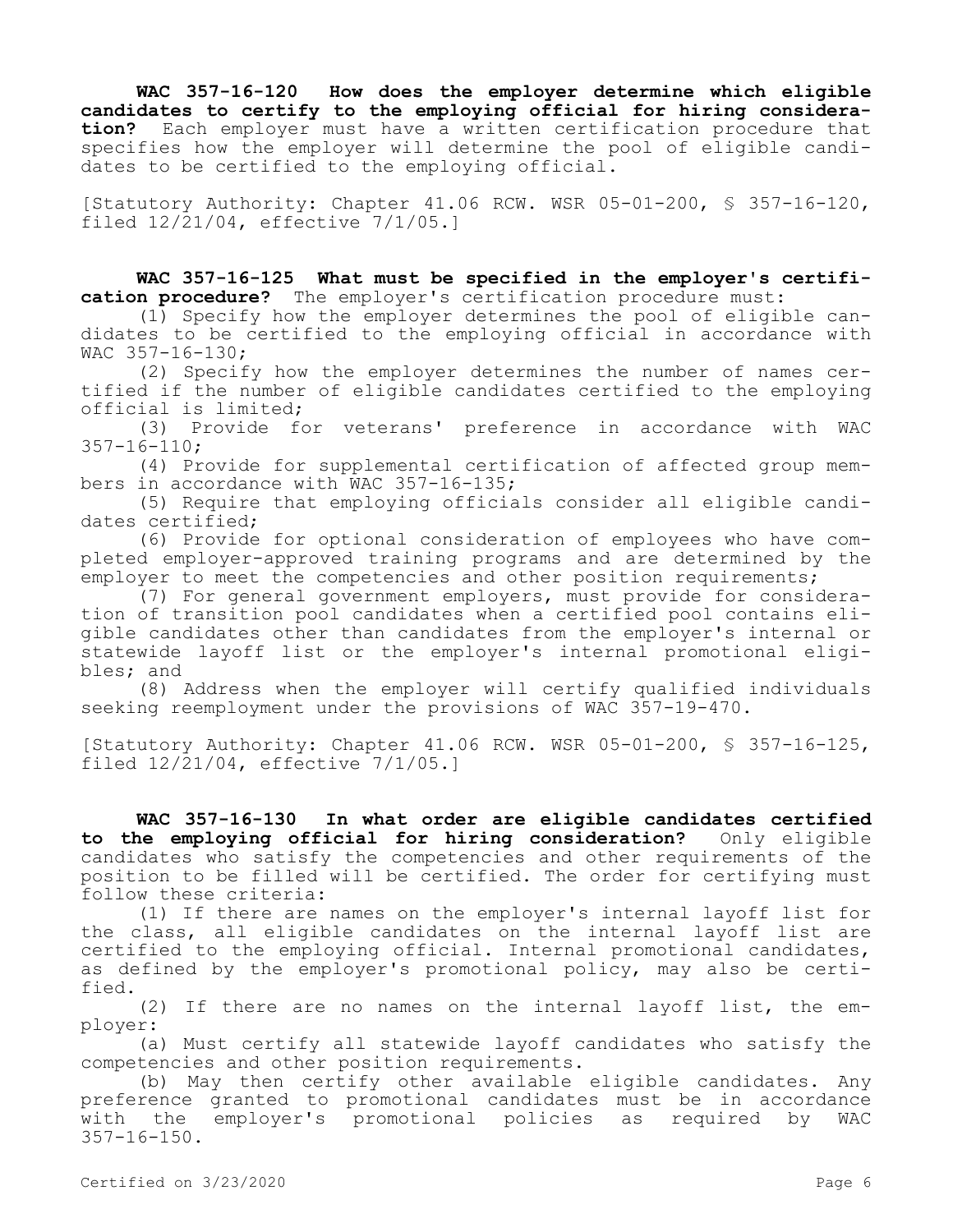**WAC 357-16-120 How does the employer determine which eligible candidates to certify to the employing official for hiring consideration?** Each employer must have a written certification procedure that specifies how the employer will determine the pool of eligible candidates to be certified to the employing official.

[Statutory Authority: Chapter 41.06 RCW. WSR 05-01-200, § 357-16-120, filed 12/21/04, effective 7/1/05.]

**WAC 357-16-125 What must be specified in the employer's certification procedure?** The employer's certification procedure must:

(1) Specify how the employer determines the pool of eligible candidates to be certified to the employing official in accordance with WAC 357-16-130;

(2) Specify how the employer determines the number of names certified if the number of eligible candidates certified to the employing official is limited;

(3) Provide for veterans' preference in accordance with WAC 357-16-110;

(4) Provide for supplemental certification of affected group members in accordance with WAC 357-16-135;

(5) Require that employing officials consider all eligible candidates certified;

(6) Provide for optional consideration of employees who have completed employer-approved training programs and are determined by the employer to meet the competencies and other position requirements;

(7) For general government employers, must provide for consideration of transition pool candidates when a certified pool contains eligible candidates other than candidates from the employer's internal or statewide layoff list or the employer's internal promotional eligibles; and

(8) Address when the employer will certify qualified individuals seeking reemployment under the provisions of WAC 357-19-470.

[Statutory Authority: Chapter 41.06 RCW. WSR 05-01-200, § 357-16-125, filed 12/21/04, effective 7/1/05.]

**WAC 357-16-130 In what order are eligible candidates certified to the employing official for hiring consideration?** Only eligible candidates who satisfy the competencies and other requirements of the position to be filled will be certified. The order for certifying must follow these criteria:

(1) If there are names on the employer's internal layoff list for the class, all eligible candidates on the internal layoff list are certified to the employing official. Internal promotional candidates, as defined by the employer's promotional policy, may also be certified.

(2) If there are no names on the internal layoff list, the employer:

(a) Must certify all statewide layoff candidates who satisfy the competencies and other position requirements.

(b) May then certify other available eligible candidates. Any preference granted to promotional candidates must be in accordance with the employer's promotional policies as required by WAC 357-16-150.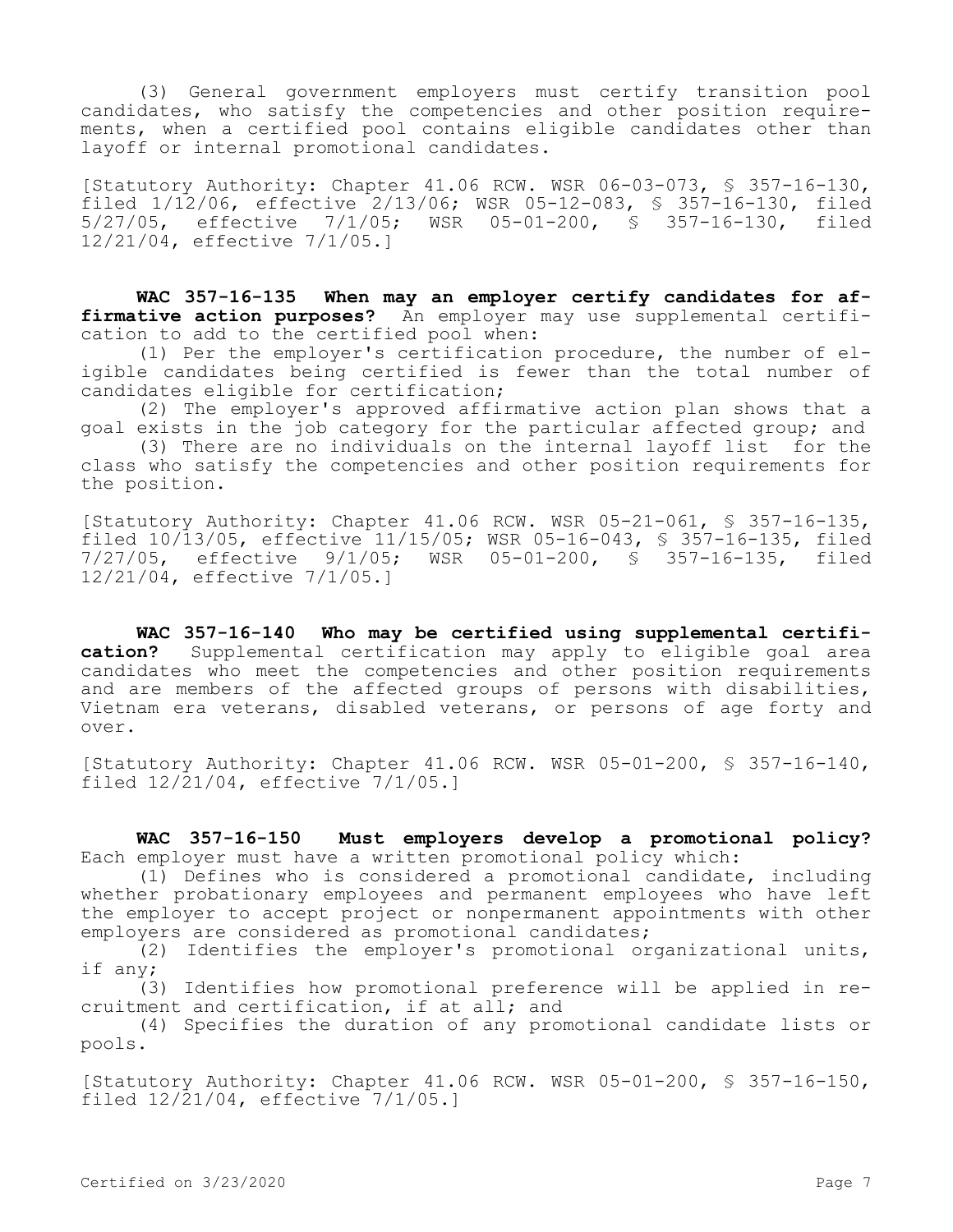(3) General government employers must certify transition pool candidates, who satisfy the competencies and other position requirements, when a certified pool contains eligible candidates other than layoff or internal promotional candidates.

[Statutory Authority: Chapter 41.06 RCW. WSR 06-03-073, § 357-16-130, filed 1/12/06, effective 2/13/06; WSR 05-12-083, § 357-16-130, filed 5/27/05, effective 7/1/05; WSR 05-01-200, § 357-16-130, filed 12/21/04, effective 7/1/05.]

**WAC 357-16-135 When may an employer certify candidates for affirmative action purposes?** An employer may use supplemental certification to add to the certified pool when:

(1) Per the employer's certification procedure, the number of eligible candidates being certified is fewer than the total number of candidates eligible for certification;

(2) The employer's approved affirmative action plan shows that a goal exists in the job category for the particular affected group; and

(3) There are no individuals on the internal layoff list for the class who satisfy the competencies and other position requirements for the position.

[Statutory Authority: Chapter 41.06 RCW. WSR 05-21-061, § 357-16-135, filed 10/13/05, effective 11/15/05; WSR 05-16-043, § 357-16-135, filed 7/27/05, effective 9/1/05; WSR 05-01-200, § 357-16-135, filed 12/21/04, effective 7/1/05.]

**WAC 357-16-140 Who may be certified using supplemental certification?** Supplemental certification may apply to eligible goal area candidates who meet the competencies and other position requirements and are members of the affected groups of persons with disabilities, Vietnam era veterans, disabled veterans, or persons of age forty and over.

[Statutory Authority: Chapter 41.06 RCW. WSR 05-01-200, § 357-16-140, filed 12/21/04, effective 7/1/05.]

**WAC 357-16-150 Must employers develop a promotional policy?** Each employer must have a written promotional policy which:

(1) Defines who is considered a promotional candidate, including whether probationary employees and permanent employees who have left the employer to accept project or nonpermanent appointments with other employers are considered as promotional candidates;

(2) Identifies the employer's promotional organizational units, if any;

(3) Identifies how promotional preference will be applied in recruitment and certification, if at all; and

(4) Specifies the duration of any promotional candidate lists or pools.

[Statutory Authority: Chapter 41.06 RCW. WSR 05-01-200, § 357-16-150, filed 12/21/04, effective 7/1/05.]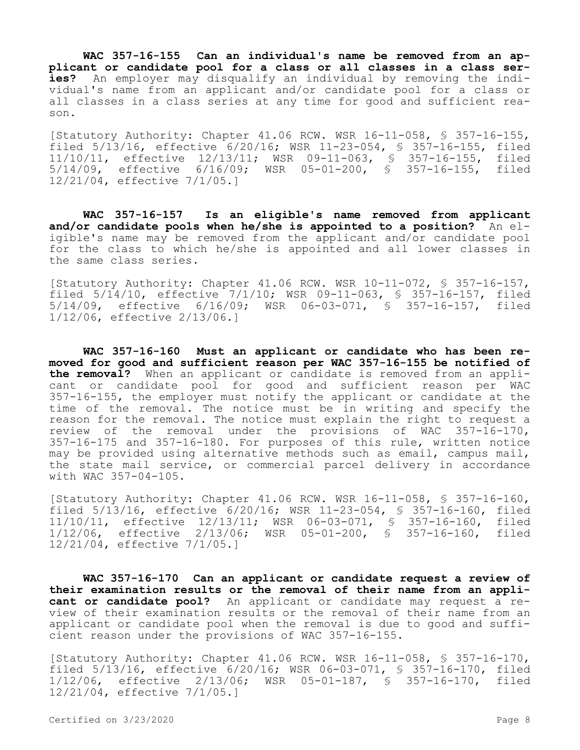**WAC 357-16-155 Can an individual's name be removed from an applicant or candidate pool for a class or all classes in a class series?** An employer may disqualify an individual by removing the individual's name from an applicant and/or candidate pool for a class or all classes in a class series at any time for good and sufficient reason.

[Statutory Authority: Chapter 41.06 RCW. WSR 16-11-058, § 357-16-155, filed 5/13/16, effective 6/20/16; WSR 11-23-054, § 357-16-155, filed 11/10/11, effective 12/13/11; WSR 09-11-063, § 357-16-155, filed 5/14/09, effective 6/16/09; WSR 05-01-200, § 357-16-155, filed 12/21/04, effective 7/1/05.]

**WAC 357-16-157 Is an eligible's name removed from applicant and/or candidate pools when he/she is appointed to a position?** An eligible's name may be removed from the applicant and/or candidate pool for the class to which he/she is appointed and all lower classes in the same class series.

[Statutory Authority: Chapter 41.06 RCW. WSR 10-11-072, § 357-16-157, filed 5/14/10, effective 7/1/10; WSR 09-11-063, § 357-16-157, filed 5/14/09, effective 6/16/09; WSR 06-03-071, § 357-16-157, filed 1/12/06, effective 2/13/06.]

**WAC 357-16-160 Must an applicant or candidate who has been removed for good and sufficient reason per WAC 357-16-155 be notified of the removal?** When an applicant or candidate is removed from an applicant or candidate pool for good and sufficient reason per WAC 357-16-155, the employer must notify the applicant or candidate at the time of the removal. The notice must be in writing and specify the reason for the removal. The notice must explain the right to request a review of the removal under the provisions of WAC 357-16-170, 357-16-175 and 357-16-180. For purposes of this rule, written notice may be provided using alternative methods such as email, campus mail, the state mail service, or commercial parcel delivery in accordance with WAC 357-04-105.

[Statutory Authority: Chapter 41.06 RCW. WSR 16-11-058, § 357-16-160, filed 5/13/16, effective 6/20/16; WSR 11-23-054, § 357-16-160, filed 11/10/11, effective 12/13/11; WSR 06-03-071, § 357-16-160, filed 1/12/06, effective 2/13/06; WSR 05-01-200, § 357-16-160, filed 12/21/04, effective 7/1/05.]

**WAC 357-16-170 Can an applicant or candidate request a review of their examination results or the removal of their name from an applicant or candidate pool?** An applicant or candidate may request a review of their examination results or the removal of their name from an applicant or candidate pool when the removal is due to good and sufficient reason under the provisions of WAC 357-16-155.

[Statutory Authority: Chapter 41.06 RCW. WSR 16-11-058, § 357-16-170, filed 5/13/16, effective 6/20/16; WSR 06-03-071, § 357-16-170, filed 1/12/06, effective 2/13/06; WSR 05-01-187, § 357-16-170, filed 12/21/04, effective 7/1/05.]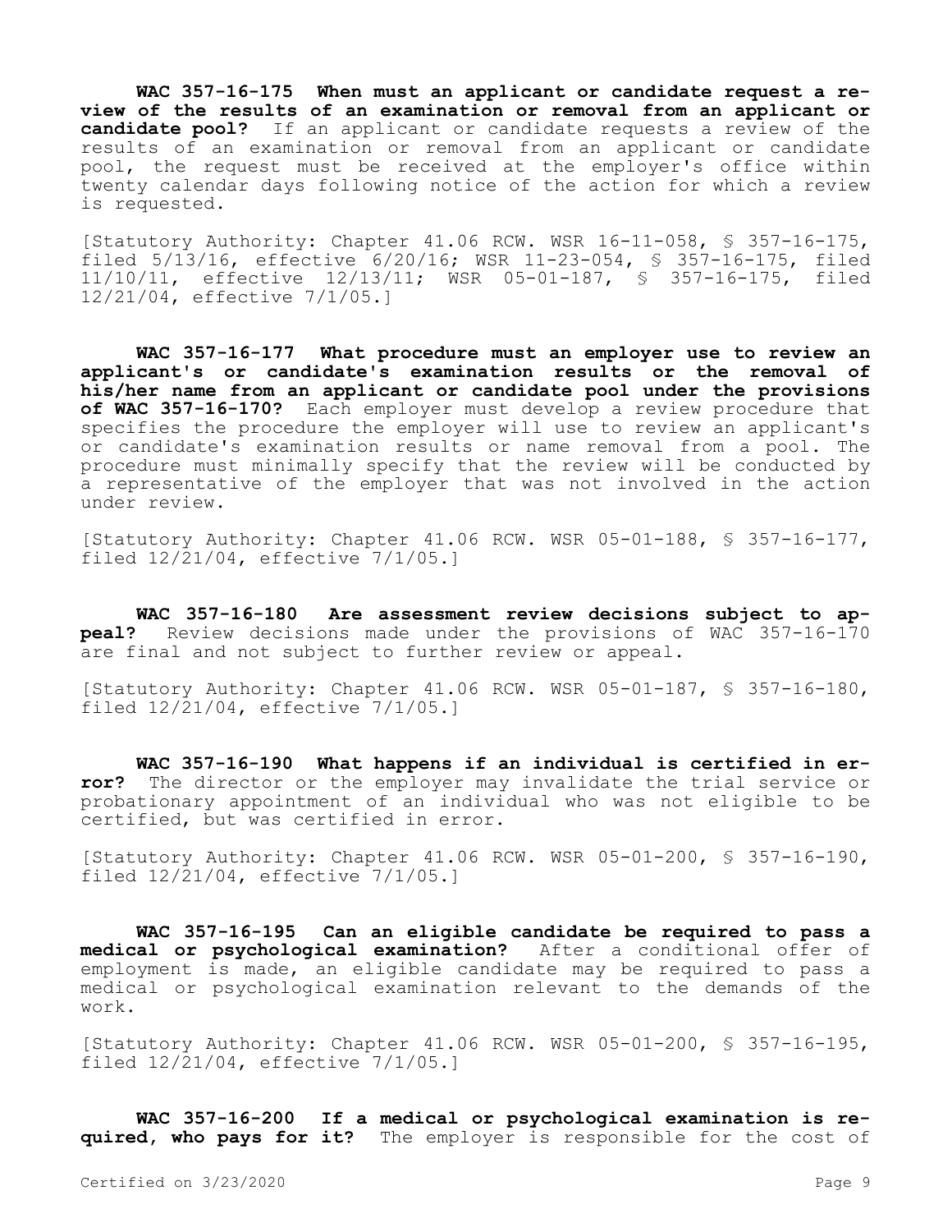**WAC 357-16-175 When must an applicant or candidate request a review of the results of an examination or removal from an applicant or candidate pool?** If an applicant or candidate requests a review of the results of an examination or removal from an applicant or candidate pool, the request must be received at the employer's office within twenty calendar days following notice of the action for which a review is requested.

[Statutory Authority: Chapter 41.06 RCW. WSR 16-11-058, § 357-16-175, filed 5/13/16, effective 6/20/16; WSR 11-23-054, § 357-16-175, filed 11/10/11, effective 12/13/11; WSR 05-01-187, § 357-16-175, filed 12/21/04, effective 7/1/05.]

**WAC 357-16-177 What procedure must an employer use to review an applicant's or candidate's examination results or the removal of his/her name from an applicant or candidate pool under the provisions of WAC 357-16-170?** Each employer must develop a review procedure that specifies the procedure the employer will use to review an applicant's or candidate's examination results or name removal from a pool. The procedure must minimally specify that the review will be conducted by a representative of the employer that was not involved in the action under review.

[Statutory Authority: Chapter 41.06 RCW. WSR 05-01-188, § 357-16-177, filed 12/21/04, effective 7/1/05.]

**WAC 357-16-180 Are assessment review decisions subject to appeal?** Review decisions made under the provisions of WAC 357-16-170 are final and not subject to further review or appeal.

[Statutory Authority: Chapter 41.06 RCW. WSR 05-01-187, § 357-16-180, filed 12/21/04, effective 7/1/05.]

**WAC 357-16-190 What happens if an individual is certified in error?** The director or the employer may invalidate the trial service or probationary appointment of an individual who was not eligible to be certified, but was certified in error.

[Statutory Authority: Chapter 41.06 RCW. WSR 05-01-200, § 357-16-190, filed 12/21/04, effective 7/1/05.]

**WAC 357-16-195 Can an eligible candidate be required to pass a medical or psychological examination?** After a conditional offer of employment is made, an eligible candidate may be required to pass a medical or psychological examination relevant to the demands of the work.

[Statutory Authority: Chapter 41.06 RCW. WSR 05-01-200, § 357-16-195, filed 12/21/04, effective 7/1/05.]

**WAC 357-16-200 If a medical or psychological examination is required, who pays for it?** The employer is responsible for the cost of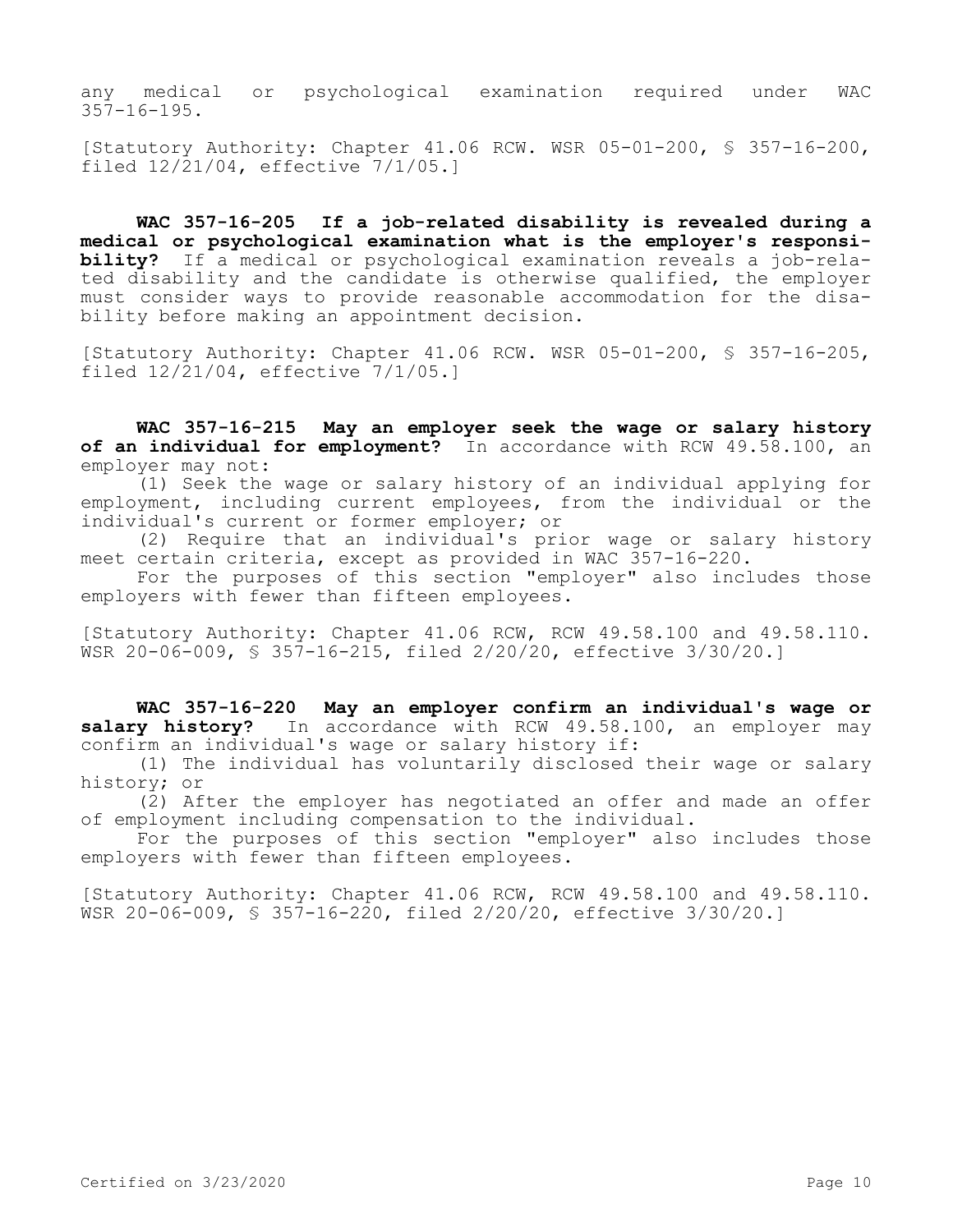any medical or psychological examination required under WAC 357-16-195.

[Statutory Authority: Chapter 41.06 RCW. WSR 05-01-200, § 357-16-200, filed 12/21/04, effective 7/1/05.]

**WAC 357-16-205 If a job-related disability is revealed during a medical or psychological examination what is the employer's responsibility?** If a medical or psychological examination reveals a job-related disability and the candidate is otherwise qualified, the employer must consider ways to provide reasonable accommodation for the disability before making an appointment decision.

[Statutory Authority: Chapter 41.06 RCW. WSR 05-01-200, § 357-16-205, filed 12/21/04, effective 7/1/05.]

**WAC 357-16-215 May an employer seek the wage or salary history of an individual for employment?** In accordance with RCW 49.58.100, an employer may not:

(1) Seek the wage or salary history of an individual applying for employment, including current employees, from the individual or the individual's current or former employer; or

(2) Require that an individual's prior wage or salary history meet certain criteria, except as provided in WAC 357-16-220.

For the purposes of this section "employer" also includes those employers with fewer than fifteen employees.

[Statutory Authority: Chapter 41.06 RCW, RCW 49.58.100 and 49.58.110. WSR 20-06-009, § 357-16-215, filed 2/20/20, effective 3/30/20.]

**WAC 357-16-220 May an employer confirm an individual's wage or salary history?** In accordance with RCW 49.58.100, an employer may confirm an individual's wage or salary history if:

(1) The individual has voluntarily disclosed their wage or salary history; or

(2) After the employer has negotiated an offer and made an offer of employment including compensation to the individual.

For the purposes of this section "employer" also includes those employers with fewer than fifteen employees.

[Statutory Authority: Chapter 41.06 RCW, RCW 49.58.100 and 49.58.110. WSR 20-06-009, § 357-16-220, filed 2/20/20, effective 3/30/20.]